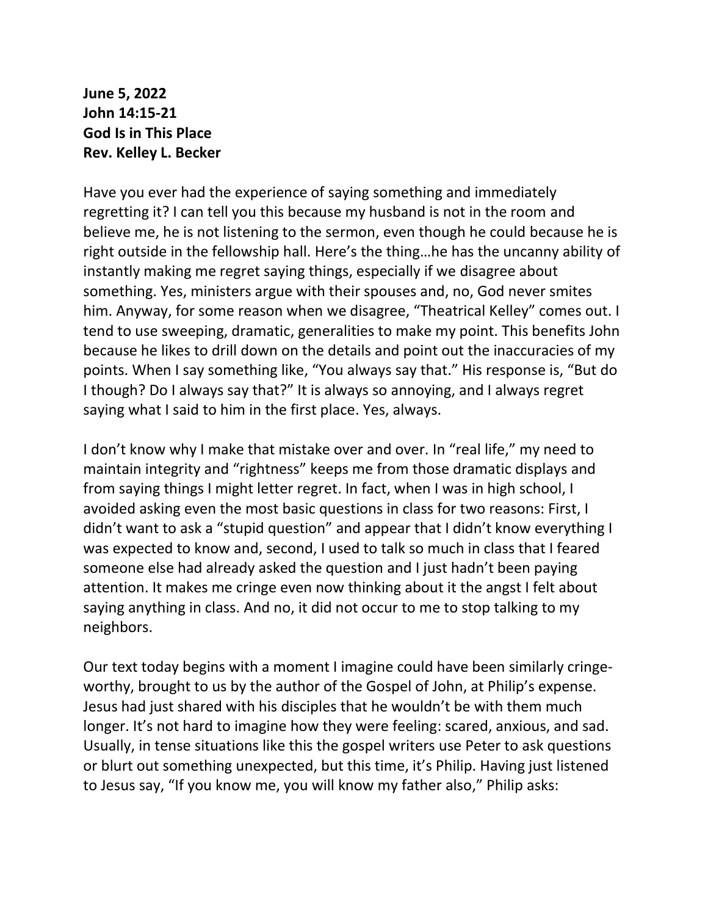**June 5, 2022**
**John 14:15-21**
**God Is in This Place**
**Rev. Kelley L. Becker**

Have you ever had the experience of saying something and immediately regretting it? I can tell you this because my husband is not in the room and believe me, he is not listening to the sermon, even though he could because he is right outside in the fellowship hall. Here's the thing…he has the uncanny ability of instantly making me regret saying things, especially if we disagree about something. Yes, ministers argue with their spouses and, no, God never smites him. Anyway, for some reason when we disagree, "Theatrical Kelley" comes out. I tend to use sweeping, dramatic, generalities to make my point. This benefits John because he likes to drill down on the details and point out the inaccuracies of my points. When I say something like, "You always say that." His response is, "But do I though? Do I always say that?" It is always so annoying, and I always regret saying what I said to him in the first place. Yes, always.

I don't know why I make that mistake over and over. In "real life," my need to maintain integrity and "rightness" keeps me from those dramatic displays and from saying things I might letter regret. In fact, when I was in high school, I avoided asking even the most basic questions in class for two reasons: First, I didn't want to ask a "stupid question" and appear that I didn't know everything I was expected to know and, second, I used to talk so much in class that I feared someone else had already asked the question and I just hadn't been paying attention. It makes me cringe even now thinking about it the angst I felt about saying anything in class. And no, it did not occur to me to stop talking to my neighbors.

Our text today begins with a moment I imagine could have been similarly cringe-worthy, brought to us by the author of the Gospel of John, at Philip's expense. Jesus had just shared with his disciples that he wouldn't be with them much longer. It's not hard to imagine how they were feeling: scared, anxious, and sad. Usually, in tense situations like this the gospel writers use Peter to ask questions or blurt out something unexpected, but this time, it's Philip. Having just listened to Jesus say, "If you know me, you will know my father also," Philip asks: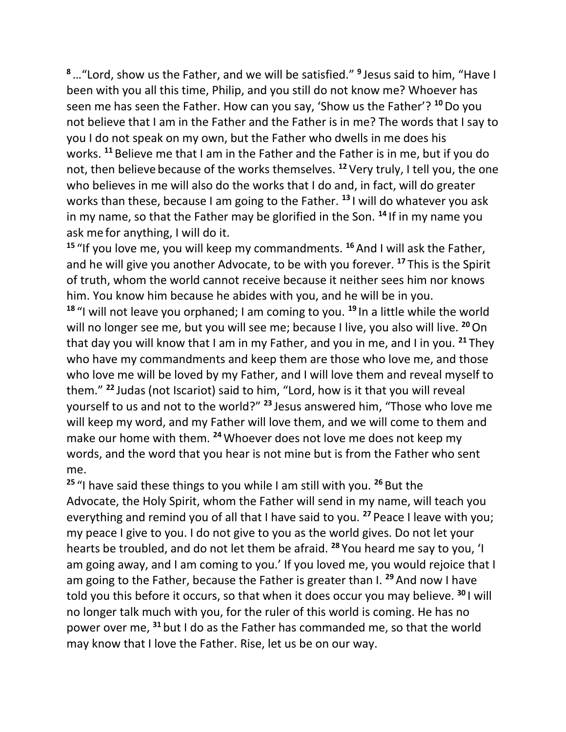[8] …"Lord, show us the Father, and we will be satisfied." [9] Jesus said to him, "Have I been with you all this time, Philip, and you still do not know me? Whoever has seen me has seen the Father. How can you say, 'Show us the Father'? [10] Do you not believe that I am in the Father and the Father is in me? The words that I say to you I do not speak on my own, but the Father who dwells in me does his works. [11] Believe me that I am in the Father and the Father is in me, but if you do not, then believe because of the works themselves. [12] Very truly, I tell you, the one who believes in me will also do the works that I do and, in fact, will do greater works than these, because I am going to the Father. [13] I will do whatever you ask in my name, so that the Father may be glorified in the Son. [14] If in my name you ask me for anything, I will do it.

[15] "If you love me, you will keep my commandments. [16] And I will ask the Father, and he will give you another Advocate, to be with you forever. [17] This is the Spirit of truth, whom the world cannot receive because it neither sees him nor knows him. You know him because he abides with you, and he will be in you.

[18] "I will not leave you orphaned; I am coming to you. [19] In a little while the world will no longer see me, but you will see me; because I live, you also will live. [20] On that day you will know that I am in my Father, and you in me, and I in you. [21] They who have my commandments and keep them are those who love me, and those who love me will be loved by my Father, and I will love them and reveal myself to them." [22] Judas (not Iscariot) said to him, "Lord, how is it that you will reveal yourself to us and not to the world?" [23] Jesus answered him, "Those who love me will keep my word, and my Father will love them, and we will come to them and make our home with them. [24] Whoever does not love me does not keep my words, and the word that you hear is not mine but is from the Father who sent me.

[25] "I have said these things to you while I am still with you. [26] But the Advocate, the Holy Spirit, whom the Father will send in my name, will teach you everything and remind you of all that I have said to you. [27] Peace I leave with you; my peace I give to you. I do not give to you as the world gives. Do not let your hearts be troubled, and do not let them be afraid. [28] You heard me say to you, 'I am going away, and I am coming to you.' If you loved me, you would rejoice that I am going to the Father, because the Father is greater than I. [29] And now I have told you this before it occurs, so that when it does occur you may believe. [30] I will no longer talk much with you, for the ruler of this world is coming. He has no power over me, [31] but I do as the Father has commanded me, so that the world may know that I love the Father. Rise, let us be on our way.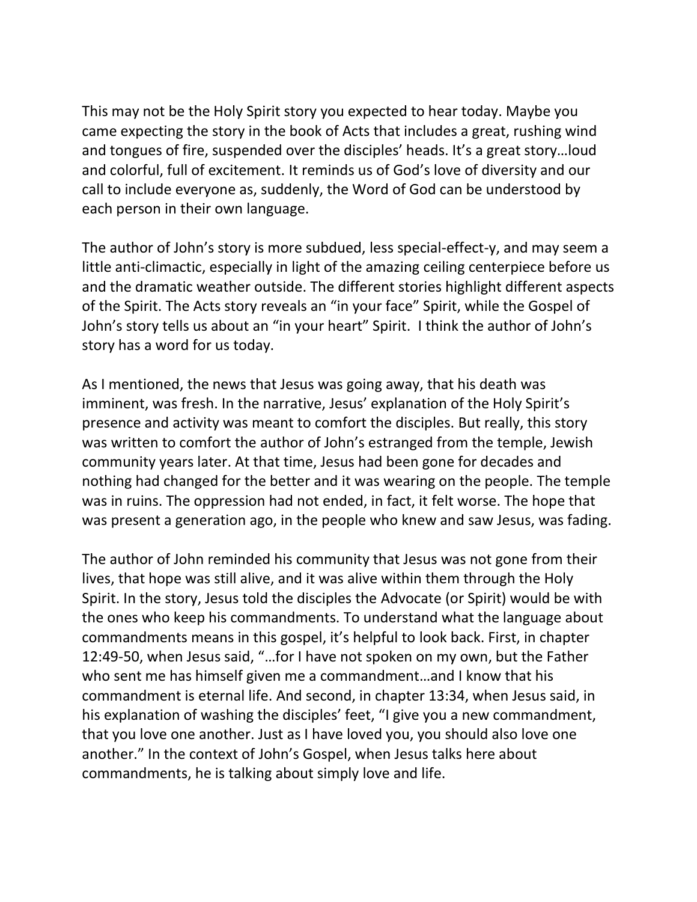This may not be the Holy Spirit story you expected to hear today. Maybe you came expecting the story in the book of Acts that includes a great, rushing wind and tongues of fire, suspended over the disciples' heads. It's a great story…loud and colorful, full of excitement. It reminds us of God's love of diversity and our call to include everyone as, suddenly, the Word of God can be understood by each person in their own language.

The author of John's story is more subdued, less special-effect-y, and may seem a little anti-climactic, especially in light of the amazing ceiling centerpiece before us and the dramatic weather outside. The different stories highlight different aspects of the Spirit. The Acts story reveals an "in your face" Spirit, while the Gospel of John's story tells us about an "in your heart" Spirit. I think the author of John's story has a word for us today.

As I mentioned, the news that Jesus was going away, that his death was imminent, was fresh. In the narrative, Jesus' explanation of the Holy Spirit's presence and activity was meant to comfort the disciples. But really, this story was written to comfort the author of John's estranged from the temple, Jewish community years later. At that time, Jesus had been gone for decades and nothing had changed for the better and it was wearing on the people. The temple was in ruins. The oppression had not ended, in fact, it felt worse. The hope that was present a generation ago, in the people who knew and saw Jesus, was fading.

The author of John reminded his community that Jesus was not gone from their lives, that hope was still alive, and it was alive within them through the Holy Spirit. In the story, Jesus told the disciples the Advocate (or Spirit) would be with the ones who keep his commandments. To understand what the language about commandments means in this gospel, it's helpful to look back. First, in chapter 12:49-50, when Jesus said, "…for I have not spoken on my own, but the Father who sent me has himself given me a commandment…and I know that his commandment is eternal life. And second, in chapter 13:34, when Jesus said, in his explanation of washing the disciples' feet, "I give you a new commandment, that you love one another. Just as I have loved you, you should also love one another." In the context of John's Gospel, when Jesus talks here about commandments, he is talking about simply love and life.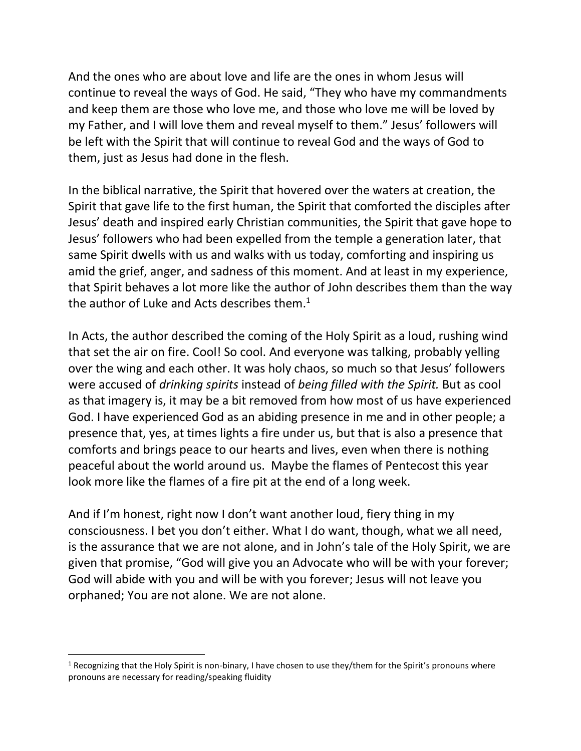And the ones who are about love and life are the ones in whom Jesus will continue to reveal the ways of God. He said, "They who have my commandments and keep them are those who love me, and those who love me will be loved by my Father, and I will love them and reveal myself to them." Jesus' followers will be left with the Spirit that will continue to reveal God and the ways of God to them, just as Jesus had done in the flesh.

In the biblical narrative, the Spirit that hovered over the waters at creation, the Spirit that gave life to the first human, the Spirit that comforted the disciples after Jesus' death and inspired early Christian communities, the Spirit that gave hope to Jesus' followers who had been expelled from the temple a generation later, that same Spirit dwells with us and walks with us today, comforting and inspiring us amid the grief, anger, and sadness of this moment. And at least in my experience, that Spirit behaves a lot more like the author of John describes them than the way the author of Luke and Acts describes them.[1]

In Acts, the author described the coming of the Holy Spirit as a loud, rushing wind that set the air on fire. Cool! So cool. And everyone was talking, probably yelling over the wing and each other. It was holy chaos, so much so that Jesus' followers were accused of *drinking spirits* instead of *being filled with the Spirit.* But as cool as that imagery is, it may be a bit removed from how most of us have experienced God. I have experienced God as an abiding presence in me and in other people; a presence that, yes, at times lights a fire under us, but that is also a presence that comforts and brings peace to our hearts and lives, even when there is nothing peaceful about the world around us. Maybe the flames of Pentecost this year look more like the flames of a fire pit at the end of a long week.

And if I'm honest, right now I don't want another loud, fiery thing in my consciousness. I bet you don't either. What I do want, though, what we all need, is the assurance that we are not alone, and in John's tale of the Holy Spirit, we are given that promise, "God will give you an Advocate who will be with your forever; God will abide with you and will be with you forever; Jesus will not leave you orphaned; You are not alone. We are not alone.

[1] Recognizing that the Holy Spirit is non-binary, I have chosen to use they/them for the Spirit's pronouns where pronouns are necessary for reading/speaking fluidity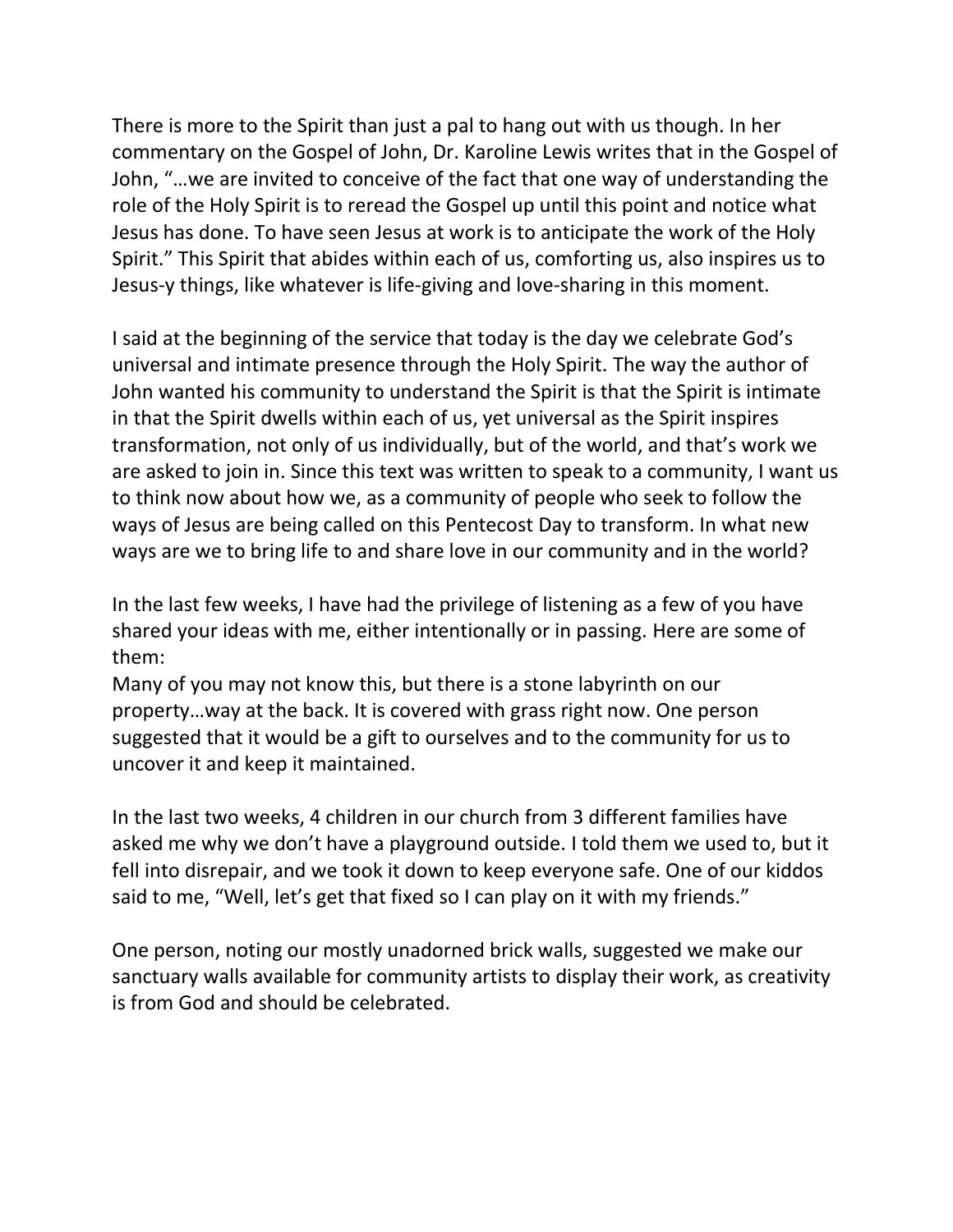There is more to the Spirit than just a pal to hang out with us though. In her commentary on the Gospel of John, Dr. Karoline Lewis writes that in the Gospel of John, "…we are invited to conceive of the fact that one way of understanding the role of the Holy Spirit is to reread the Gospel up until this point and notice what Jesus has done. To have seen Jesus at work is to anticipate the work of the Holy Spirit." This Spirit that abides within each of us, comforting us, also inspires us to Jesus-y things, like whatever is life-giving and love-sharing in this moment.

I said at the beginning of the service that today is the day we celebrate God's universal and intimate presence through the Holy Spirit. The way the author of John wanted his community to understand the Spirit is that the Spirit is intimate in that the Spirit dwells within each of us, yet universal as the Spirit inspires transformation, not only of us individually, but of the world, and that's work we are asked to join in. Since this text was written to speak to a community, I want us to think now about how we, as a community of people who seek to follow the ways of Jesus are being called on this Pentecost Day to transform. In what new ways are we to bring life to and share love in our community and in the world?

In the last few weeks, I have had the privilege of listening as a few of you have shared your ideas with me, either intentionally or in passing. Here are some of them:
Many of you may not know this, but there is a stone labyrinth on our property…way at the back. It is covered with grass right now. One person suggested that it would be a gift to ourselves and to the community for us to uncover it and keep it maintained.

In the last two weeks, 4 children in our church from 3 different families have asked me why we don't have a playground outside. I told them we used to, but it fell into disrepair, and we took it down to keep everyone safe. One of our kiddos said to me, "Well, let's get that fixed so I can play on it with my friends."

One person, noting our mostly unadorned brick walls, suggested we make our sanctuary walls available for community artists to display their work, as creativity is from God and should be celebrated.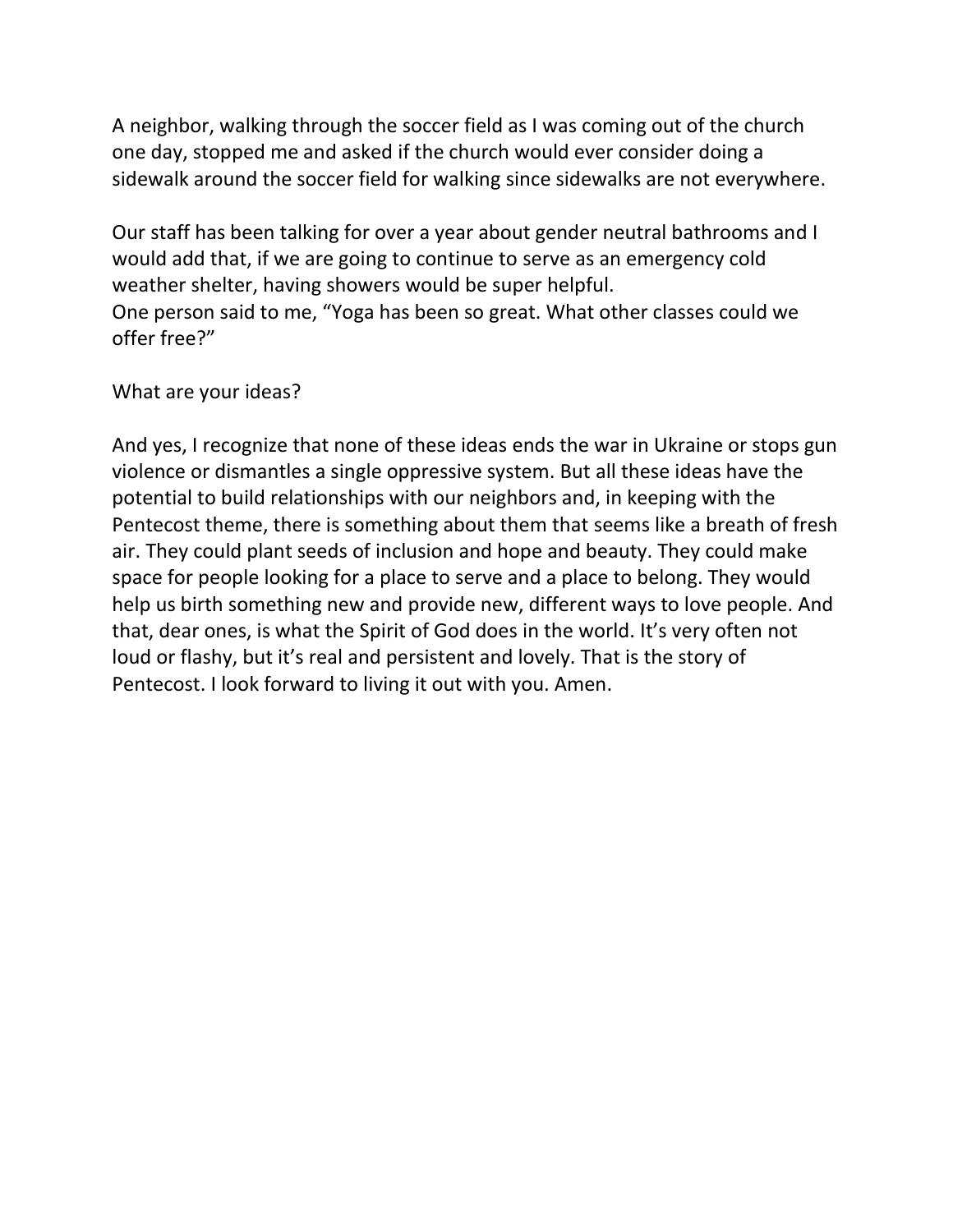A neighbor, walking through the soccer field as I was coming out of the church one day, stopped me and asked if the church would ever consider doing a sidewalk around the soccer field for walking since sidewalks are not everywhere.

Our staff has been talking for over a year about gender neutral bathrooms and I would add that, if we are going to continue to serve as an emergency cold weather shelter, having showers would be super helpful.
One person said to me, “Yoga has been so great. What other classes could we offer free?”

What are your ideas?

And yes, I recognize that none of these ideas ends the war in Ukraine or stops gun violence or dismantles a single oppressive system. But all these ideas have the potential to build relationships with our neighbors and, in keeping with the Pentecost theme, there is something about them that seems like a breath of fresh air. They could plant seeds of inclusion and hope and beauty. They could make space for people looking for a place to serve and a place to belong. They would help us birth something new and provide new, different ways to love people. And that, dear ones, is what the Spirit of God does in the world. It’s very often not loud or flashy, but it’s real and persistent and lovely. That is the story of Pentecost. I look forward to living it out with you. Amen.